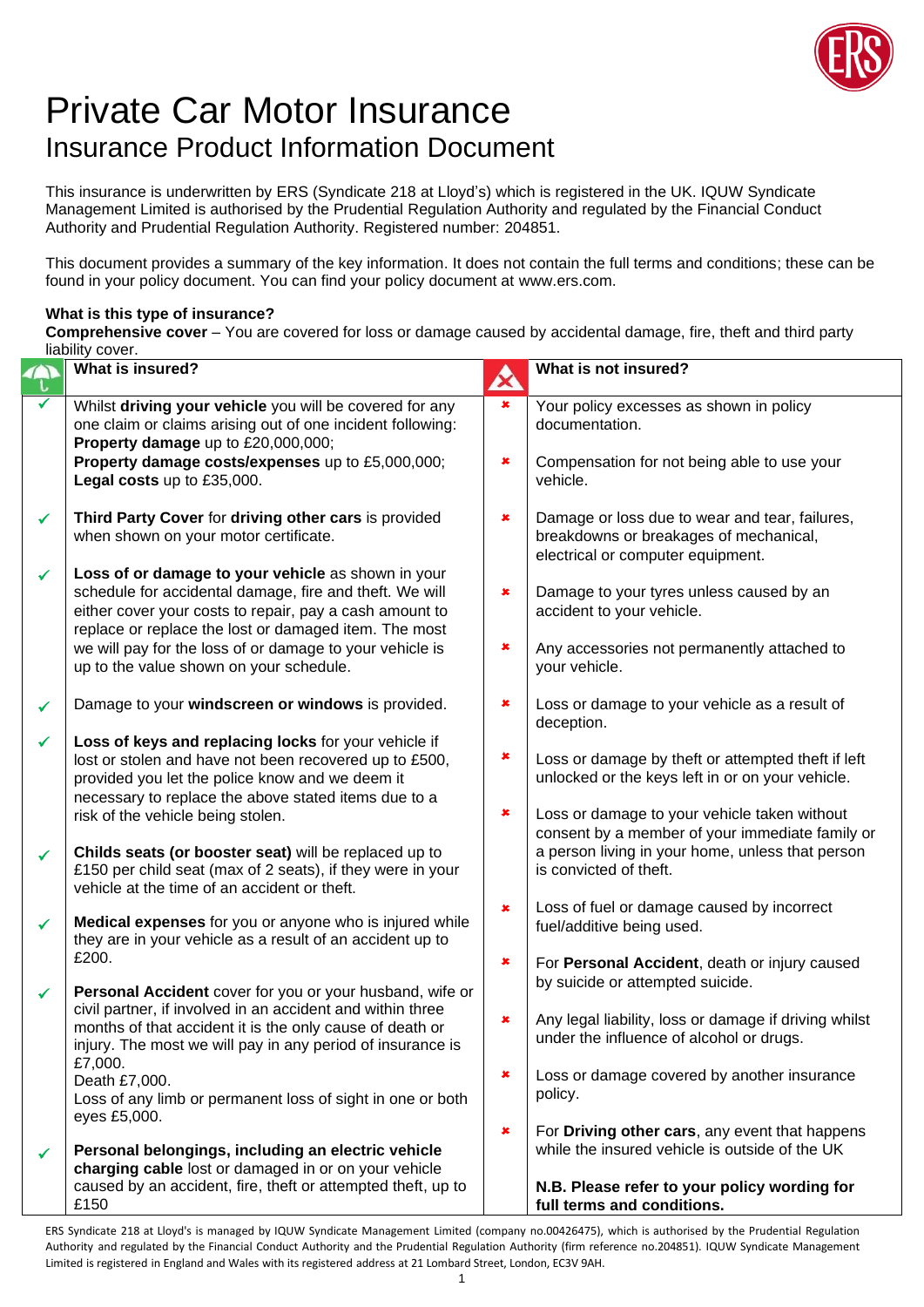# Private Car Motor Insurance

## Insurance Product Information Document

This insurance is underwritten by ERS (Syndicate 218 at Lloyd's) which is registered in the UK. IQUW Syndicate Management Limited is authorised by the Prudential Regulation Authority and regulated by the Financial Conduct Authority and Prudential Regulation Authority. Registered number: 204851.

This document provides a summary of the key information. It does not contain the full terms and conditions; these can be found in your policy document. You can find your policy document at www.ers.com.

**What is this type of insurance?**

**Comprehensive cover** – You are covered for loss or damage caused by accidental damage, fire, theft and third party liability cover.

### What is insured?

- ✓ Whilst **driving your vehicle** you will be covered for any one claim or claims arising out of one incident following:
  **Property damage** up to £20,000,000;
  **Property damage costs/expenses** up to £5,000,000;
  **Legal costs** up to £35,000.
- ✓ **Third Party Cover** for **driving other cars** is provided when shown on your motor certificate.
- ✓ **Loss of or damage to your vehicle** as shown in your schedule for accidental damage, fire and theft. We will either cover your costs to repair, pay a cash amount to replace or replace the lost or damaged item. The most we will pay for the loss of or damage to your vehicle is up to the value shown on your schedule.
- ✓ Damage to your **windscreen or windows** is provided.
- ✓ **Loss of keys and replacing locks** for your vehicle if lost or stolen and have not been recovered up to £500, provided you let the police know and we deem it necessary to replace the above stated items due to a risk of the vehicle being stolen.
- ✓ **Childs seats (or booster seat)** will be replaced up to £150 per child seat (max of 2 seats), if they were in your vehicle at the time of an accident or theft.
- ✓ **Medical expenses** for you or anyone who is injured while they are in your vehicle as a result of an accident up to £200.
- ✓ **Personal Accident** cover for you or your husband, wife or civil partner, if involved in an accident and within three months of that accident it is the only cause of death or injury. The most we will pay in any period of insurance is £7,000.
  Death £7,000.
  Loss of any limb or permanent loss of sight in one or both eyes £5,000.
- ✓ **Personal belongings, including an electric vehicle charging cable** lost or damaged in or on your vehicle caused by an accident, fire, theft or attempted theft, up to £150

### What is not insured?

- ✗ Your policy excesses as shown in policy documentation.
- ✗ Compensation for not being able to use your vehicle.
- ✗ Damage or loss due to wear and tear, failures, breakdowns or breakages of mechanical, electrical or computer equipment.
- ✗ Damage to your tyres unless caused by an accident to your vehicle.
- ✗ Any accessories not permanently attached to your vehicle.
- ✗ Loss or damage to your vehicle as a result of deception.
- ✗ Loss or damage by theft or attempted theft if left unlocked or the keys left in or on your vehicle.
- ✗ Loss or damage to your vehicle taken without consent by a member of your immediate family or a person living in your home, unless that person is convicted of theft.
- ✗ Loss of fuel or damage caused by incorrect fuel/additive being used.
- ✗ For **Personal Accident**, death or injury caused by suicide or attempted suicide.
- ✗ Any legal liability, loss or damage if driving whilst under the influence of alcohol or drugs.
- ✗ Loss or damage covered by another insurance policy.
- ✗ For **Driving other cars**, any event that happens while the insured vehicle is outside of the UK

**N.B. Please refer to your policy wording for full terms and conditions.**

ERS Syndicate 218 at Lloyd's is managed by IQUW Syndicate Management Limited (company no.00426475), which is authorised by the Prudential Regulation Authority and regulated by the Financial Conduct Authority and the Prudential Regulation Authority (firm reference no.204851). IQUW Syndicate Management Limited is registered in England and Wales with its registered address at 21 Lombard Street, London, EC3V 9AH.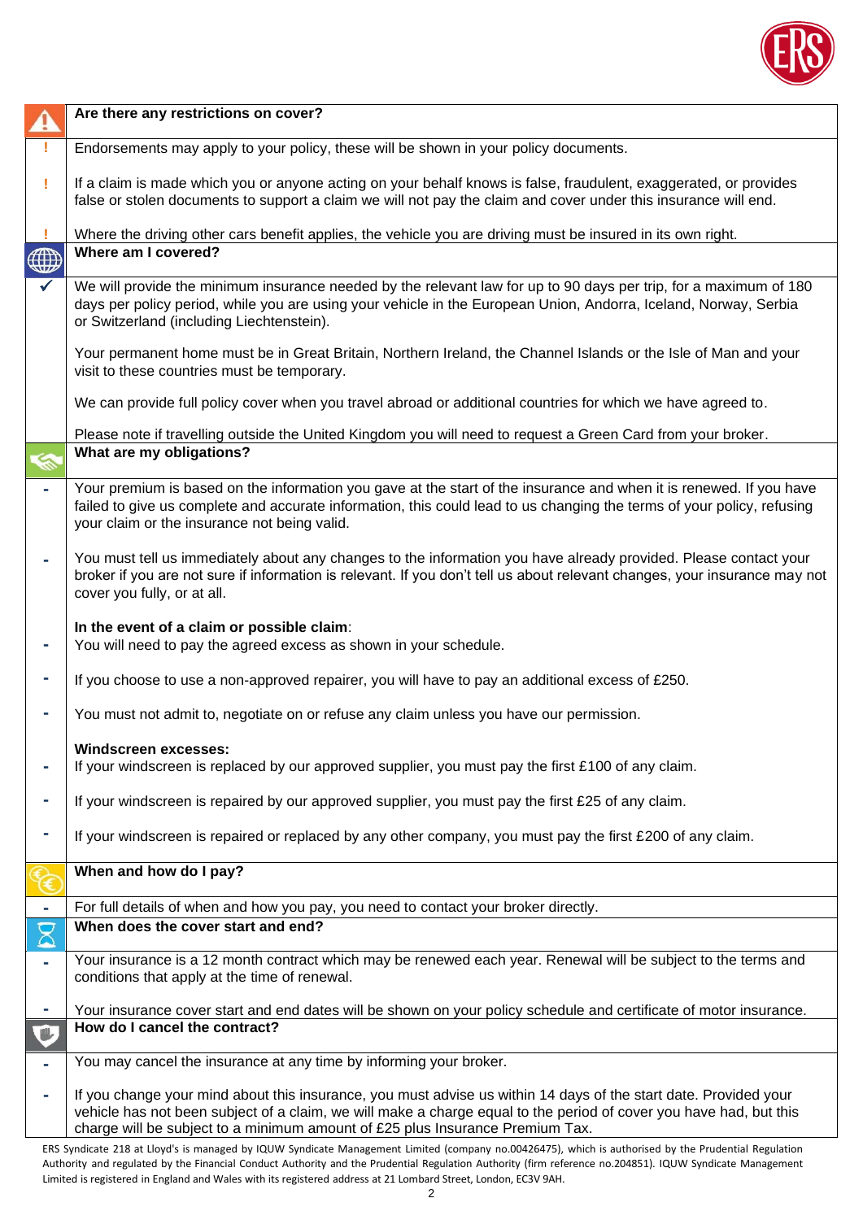## Are there any restrictions on cover?

! Endorsements may apply to your policy, these will be shown in your policy documents.

! If a claim is made which you or anyone acting on your behalf knows is false, fraudulent, exaggerated, or provides false or stolen documents to support a claim we will not pay the claim and cover under this insurance will end.

! Where the driving other cars benefit applies, the vehicle you are driving must be insured in its own right.

## Where am I covered?

✓ We will provide the minimum insurance needed by the relevant law for up to 90 days per trip, for a maximum of 180 days per policy period, while you are using your vehicle in the European Union, Andorra, Iceland, Norway, Serbia or Switzerland (including Liechtenstein).

Your permanent home must be in Great Britain, Northern Ireland, the Channel Islands or the Isle of Man and your visit to these countries must be temporary.

We can provide full policy cover when you travel abroad or additional countries for which we have agreed to.

Please note if travelling outside the United Kingdom you will need to request a Green Card from your broker.

## What are my obligations?

- Your premium is based on the information you gave at the start of the insurance and when it is renewed. If you have failed to give us complete and accurate information, this could lead to us changing the terms of your policy, refusing your claim or the insurance not being valid.
- You must tell us immediately about any changes to the information you have already provided. Please contact your broker if you are not sure if information is relevant. If you don't tell us about relevant changes, your insurance may not cover you fully, or at all.

**In the event of a claim or possible claim**:

- You will need to pay the agreed excess as shown in your schedule.
- If you choose to use a non-approved repairer, you will have to pay an additional excess of £250.
- You must not admit to, negotiate on or refuse any claim unless you have our permission.

**Windscreen excesses:**

- If your windscreen is replaced by our approved supplier, you must pay the first £100 of any claim.
- If your windscreen is repaired by our approved supplier, you must pay the first £25 of any claim.
- If your windscreen is repaired or replaced by any other company, you must pay the first £200 of any claim.

## When and how do I pay?

- For full details of when and how you pay, you need to contact your broker directly.

## When does the cover start and end?

- Your insurance is a 12 month contract which may be renewed each year. Renewal will be subject to the terms and conditions that apply at the time of renewal.
- Your insurance cover start and end dates will be shown on your policy schedule and certificate of motor insurance.

## How do I cancel the contract?

- You may cancel the insurance at any time by informing your broker.
- If you change your mind about this insurance, you must advise us within 14 days of the start date. Provided your vehicle has not been subject of a claim, we will make a charge equal to the period of cover you have had, but this charge will be subject to a minimum amount of £25 plus Insurance Premium Tax.

ERS Syndicate 218 at Lloyd's is managed by IQUW Syndicate Management Limited (company no.00426475), which is authorised by the Prudential Regulation Authority and regulated by the Financial Conduct Authority and the Prudential Regulation Authority (firm reference no.204851). IQUW Syndicate Management Limited is registered in England and Wales with its registered address at 21 Lombard Street, London, EC3V 9AH.